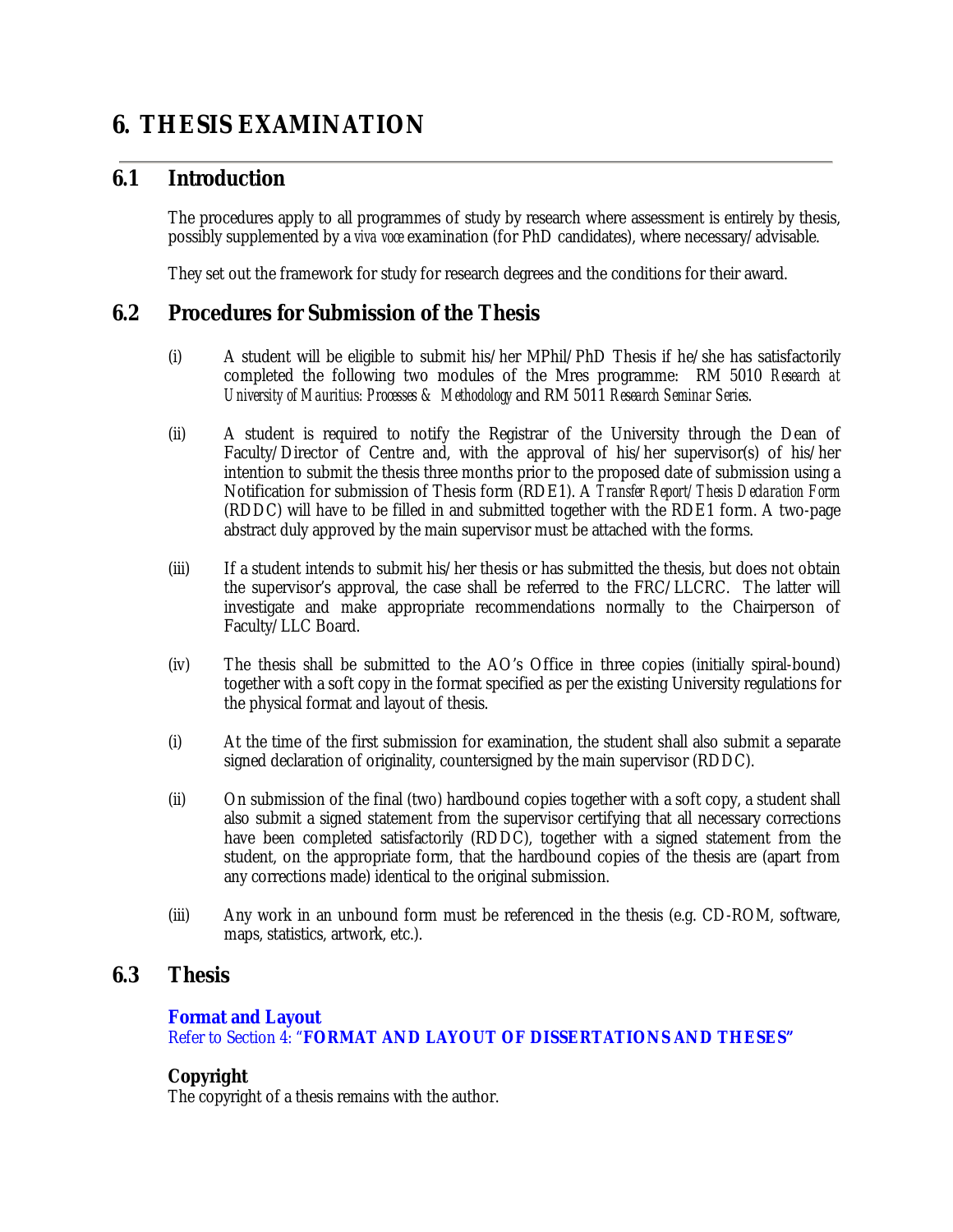# 6. THESIS EXAMINATION

## 6.1 Introduction

The procedures apply to all programmes of study by research where assessment is entirely by thesis, possibly supplemented by a *viva voce* examination (for PhD candidates), where necessary/advisable.

They set out the framework for study for research degrees and the conditions for their award.

## 6.2 Procedures for Submission of the Thesis

(i) A student will be eligible to submit his/her MPhil/PhD Thesis if he/she has satisfactorily completed the following two modules of the Mres programme: RM 5010 *Research at University of Mauritius: Processes & Methodology* and RM 5011 *Research Seminar Series*.

(ii) A student is required to notify the Registrar of the University through the Dean of Faculty/Director of Centre and, with the approval of his/her supervisor(s) of his/her intention to submit the thesis three months prior to the proposed date of submission using a Notification for submission of Thesis form (RDE1). A *Transfer Report/Thesis Declaration Form* (RDDC) will have to be filled in and submitted together with the RDE1 form. A two-page abstract duly approved by the main supervisor must be attached with the forms.

(iii) If a student intends to submit his/her thesis or has submitted the thesis, but does not obtain the supervisor's approval, the case shall be referred to the FRC/LLCRC. The latter will investigate and make appropriate recommendations normally to the Chairperson of Faculty/LLC Board.

(iv) The thesis shall be submitted to the AO's Office in three copies (initially spiral-bound) together with a soft copy in the format specified as per the existing University regulations for the physical format and layout of thesis.

(i) At the time of the first submission for examination, the student shall also submit a separate signed declaration of originality, countersigned by the main supervisor (RDDC).

(ii) On submission of the final (two) hardbound copies together with a soft copy, a student shall also submit a signed statement from the supervisor certifying that all necessary corrections have been completed satisfactorily (RDDC), together with a signed statement from the student, on the appropriate form, that the hardbound copies of the thesis are (apart from any corrections made) identical to the original submission.

(iii) Any work in an unbound form must be referenced in the thesis (e.g. CD-ROM, software, maps, statistics, artwork, etc.).

## 6.3 Thesis

**Format and Layout**
Refer to Section 4: "**FORMAT AND LAYOUT OF DISSERTATIONS AND THESES**"

**Copyright**
The copyright of a thesis remains with the author.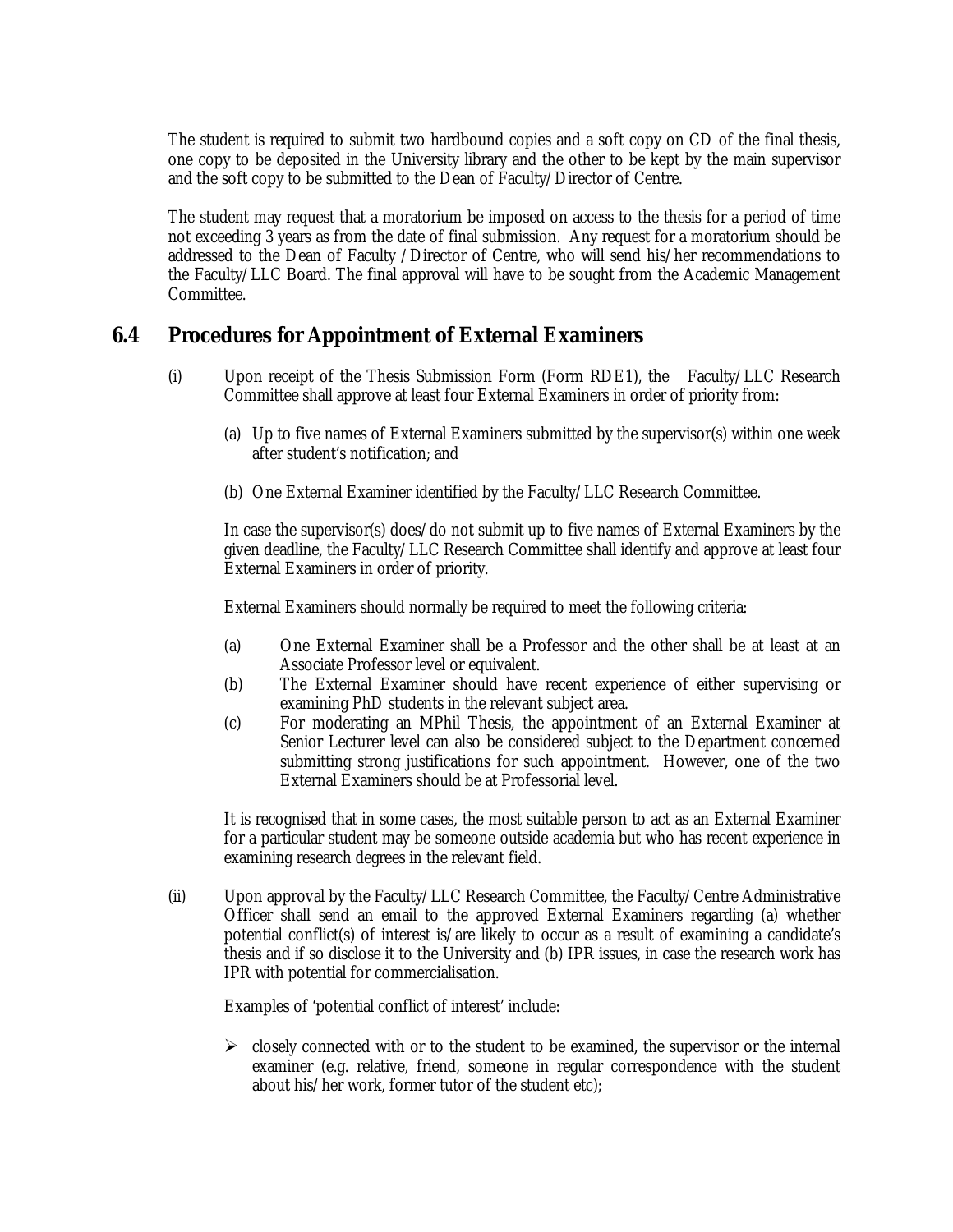The student is required to submit two hardbound copies and a soft copy on CD of the final thesis, one copy to be deposited in the University library and the other to be kept by the main supervisor and the soft copy to be submitted to the Dean of Faculty/Director of Centre.

The student may request that a moratorium be imposed on access to the thesis for a period of time not exceeding 3 years as from the date of final submission. Any request for a moratorium should be addressed to the Dean of Faculty /Director of Centre, who will send his/her recommendations to the Faculty/LLC Board. The final approval will have to be sought from the Academic Management Committee.

## 6.4 Procedures for Appointment of External Examiners

(i) Upon receipt of the Thesis Submission Form (Form RDE1), the Faculty/LLC Research Committee shall approve at least four External Examiners in order of priority from:

(a) Up to five names of External Examiners submitted by the supervisor(s) within one week after student's notification; and

(b) One External Examiner identified by the Faculty/LLC Research Committee.

In case the supervisor(s) does/do not submit up to five names of External Examiners by the given deadline, the Faculty/LLC Research Committee shall identify and approve at least four External Examiners in order of priority.

External Examiners should normally be required to meet the following criteria:

(a) One External Examiner shall be a Professor and the other shall be at least at an Associate Professor level or equivalent.

(b) The External Examiner should have recent experience of either supervising or examining PhD students in the relevant subject area.

(c) For moderating an MPhil Thesis, the appointment of an External Examiner at Senior Lecturer level can also be considered subject to the Department concerned submitting strong justifications for such appointment. However, one of the two External Examiners should be at Professorial level.

It is recognised that in some cases, the most suitable person to act as an External Examiner for a particular student may be someone outside academia but who has recent experience in examining research degrees in the relevant field.

(ii) Upon approval by the Faculty/LLC Research Committee, the Faculty/Centre Administrative Officer shall send an email to the approved External Examiners regarding (a) whether potential conflict(s) of interest is/are likely to occur as a result of examining a candidate's thesis and if so disclose it to the University and (b) IPR issues, in case the research work has IPR with potential for commercialisation.

Examples of 'potential conflict of interest' include:

- closely connected with or to the student to be examined, the supervisor or the internal examiner (e.g. relative, friend, someone in regular correspondence with the student about his/her work, former tutor of the student etc);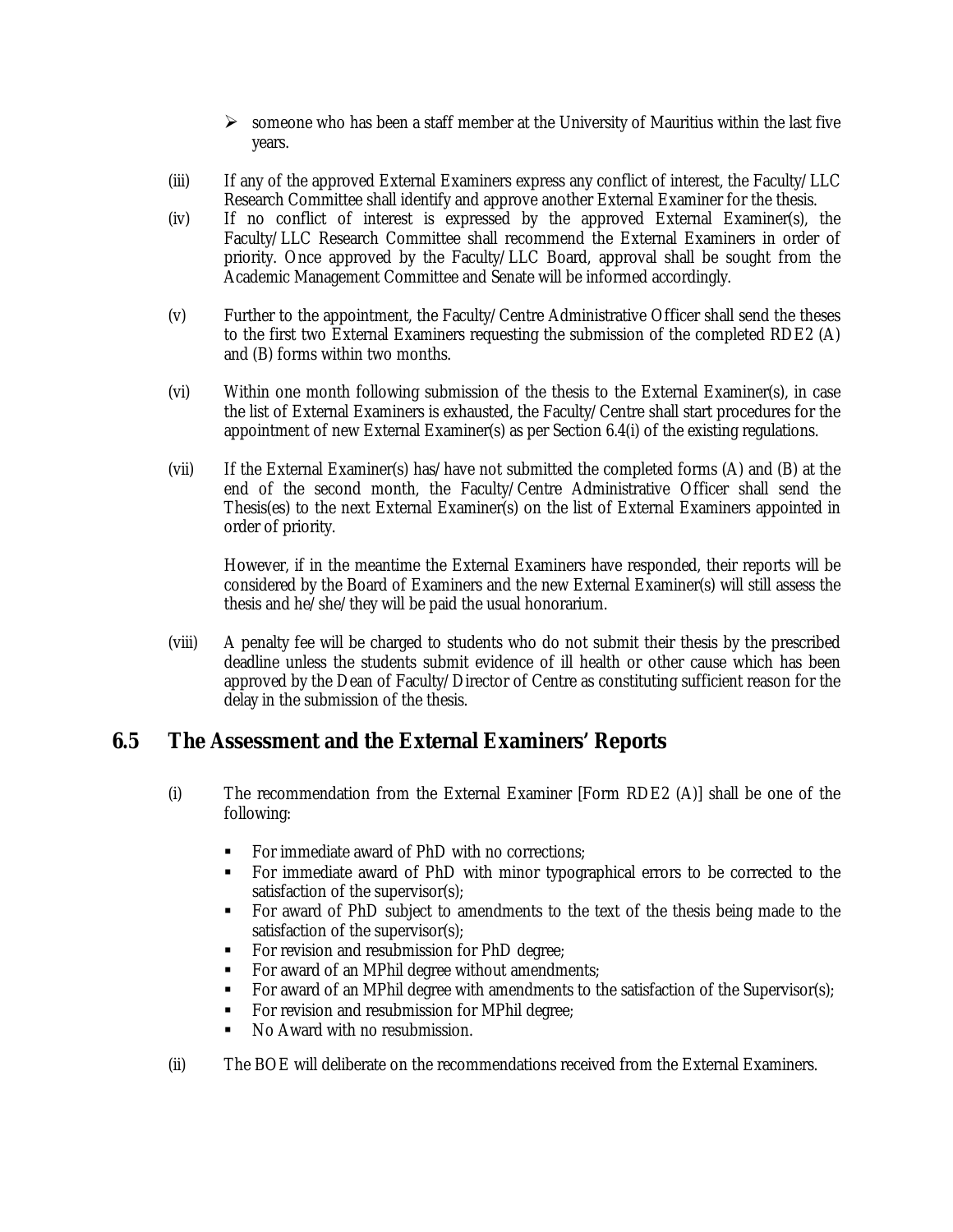- someone who has been a staff member at the University of Mauritius within the last five years.

(iii) If any of the approved External Examiners express any conflict of interest, the Faculty/LLC Research Committee shall identify and approve another External Examiner for the thesis.

(iv) If no conflict of interest is expressed by the approved External Examiner(s), the Faculty/LLC Research Committee shall recommend the External Examiners in order of priority. Once approved by the Faculty/LLC Board, approval shall be sought from the Academic Management Committee and Senate will be informed accordingly.

(v) Further to the appointment, the Faculty/Centre Administrative Officer shall send the theses to the first two External Examiners requesting the submission of the completed RDE2 (A) and (B) forms within two months.

(vi) Within one month following submission of the thesis to the External Examiner(s), in case the list of External Examiners is exhausted, the Faculty/Centre shall start procedures for the appointment of new External Examiner(s) as per Section 6.4(i) of the existing regulations.

(vii) If the External Examiner(s) has/have not submitted the completed forms (A) and (B) at the end of the second month, the Faculty/Centre Administrative Officer shall send the Thesis(es) to the next External Examiner(s) on the list of External Examiners appointed in order of priority.

However, if in the meantime the External Examiners have responded, their reports will be considered by the Board of Examiners and the new External Examiner(s) will still assess the thesis and he/she/they will be paid the usual honorarium.

(viii) A penalty fee will be charged to students who do not submit their thesis by the prescribed deadline unless the students submit evidence of ill health or other cause which has been approved by the Dean of Faculty/Director of Centre as constituting sufficient reason for the delay in the submission of the thesis.

## 6.5 The Assessment and the External Examiners' Reports

(i) The recommendation from the External Examiner [Form RDE2 (A)] shall be one of the following:

- For immediate award of PhD with no corrections;
- For immediate award of PhD with minor typographical errors to be corrected to the satisfaction of the supervisor(s);
- For award of PhD subject to amendments to the text of the thesis being made to the satisfaction of the supervisor(s);
- For revision and resubmission for PhD degree;
- For award of an MPhil degree without amendments;
- For award of an MPhil degree with amendments to the satisfaction of the Supervisor(s);
- For revision and resubmission for MPhil degree;
- No Award with no resubmission.

(ii) The BOE will deliberate on the recommendations received from the External Examiners.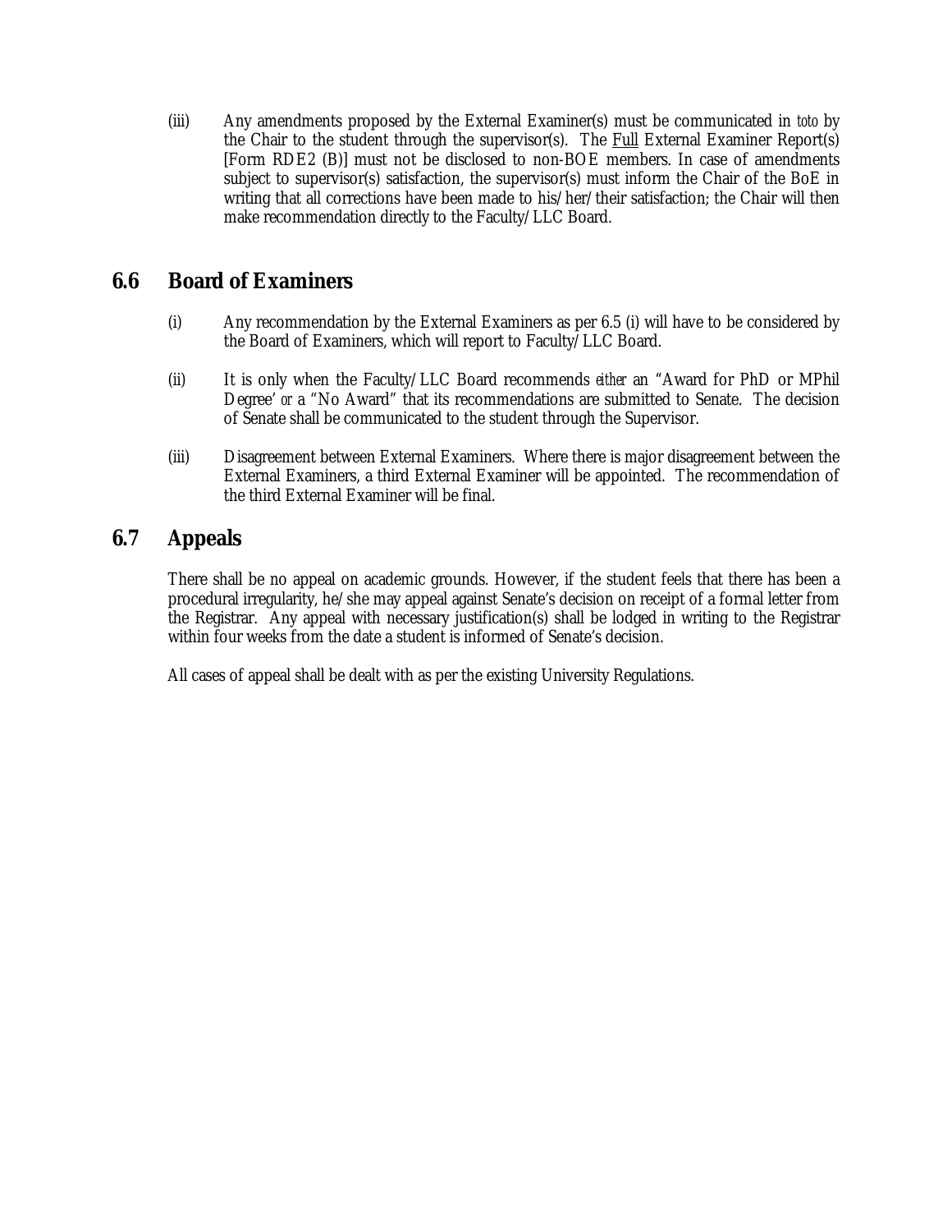(iii) Any amendments proposed by the External Examiner(s) must be communicated in *toto* by the Chair to the student through the supervisor(s). The Full External Examiner Report(s) [Form RDE2 (B)] must not be disclosed to non-BOE members. In case of amendments subject to supervisor(s) satisfaction, the supervisor(s) must inform the Chair of the BoE in writing that all corrections have been made to his/her/their satisfaction; the Chair will then make recommendation directly to the Faculty/LLC Board.

## 6.6 Board of Examiners

(i) Any recommendation by the External Examiners as per 6.5 (i) will have to be considered by the Board of Examiners, which will report to Faculty/LLC Board.

(ii) It is only when the Faculty/LLC Board recommends *either* an "Award for PhD or MPhil Degree' *or* a "No Award" that its recommendations are submitted to Senate. The decision of Senate shall be communicated to the student through the Supervisor.

(iii) Disagreement between External Examiners. Where there is major disagreement between the External Examiners, a third External Examiner will be appointed. The recommendation of the third External Examiner will be final.

## 6.7 Appeals

There shall be no appeal on academic grounds. However, if the student feels that there has been a procedural irregularity, he/she may appeal against Senate's decision on receipt of a formal letter from the Registrar. Any appeal with necessary justification(s) shall be lodged in writing to the Registrar within four weeks from the date a student is informed of Senate's decision.

All cases of appeal shall be dealt with as per the existing University Regulations.